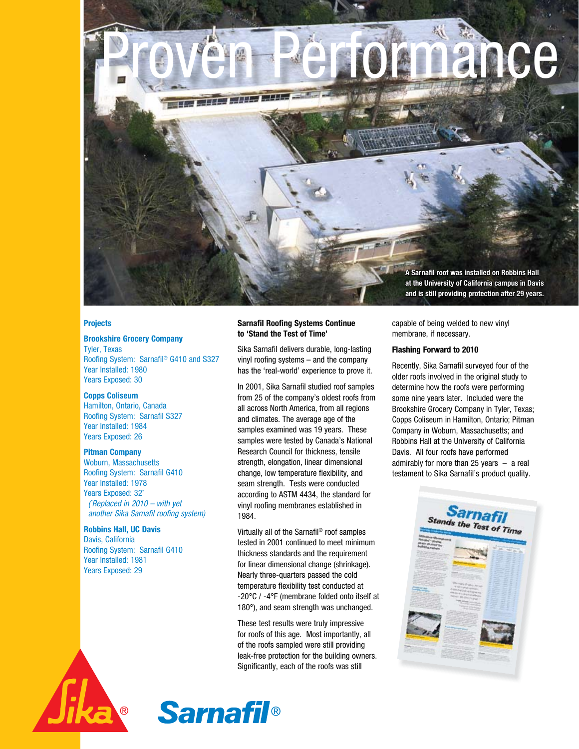# Proven Performance

A Sarnafil roof was installed on Robbins Hall at the University of California campus in Davis and is still providing protection after 29 years.

### Projects

**Brookshire Grocery Company**
Tyler, Texas
Roofing System: Sarnafil® G410 and S327
Year Installed: 1980
Years Exposed: 30

**Copps Coliseum**
Hamilton, Ontario, Canada
Roofing System: Sarnafil S327
Year Installed: 1984
Years Exposed: 26

**Pitman Company**
Woburn, Massachusetts
Roofing System: Sarnafil G410
Year Installed: 1978
Years Exposed: 32*
*(*Replaced in 2010 – with yet another Sika Sarnafil roofing system)*

**Robbins Hall, UC Davis**
Davis, California
Roofing System: Sarnafil G410
Year Installed: 1981
Years Exposed: 29

### Sarnafil Roofing Systems Continue to 'Stand the Test of Time'

Sika Sarnafil delivers durable, long-lasting vinyl roofing systems – and the company has the 'real-world' experience to prove it.

In 2001, Sika Sarnafil studied roof samples from 25 of the company's oldest roofs from all across North America, from all regions and climates. The average age of the samples examined was 19 years. These samples were tested by Canada's National Research Council for thickness, tensile strength, elongation, linear dimensional change, low temperature flexibility, and seam strength. Tests were conducted according to ASTM 4434, the standard for vinyl roofing membranes established in 1984.

Virtually all of the Sarnafil® roof samples tested in 2001 continued to meet minimum thickness standards and the requirement for linear dimensional change (shrinkage). Nearly three-quarters passed the cold temperature flexibility test conducted at -20°C / -4°F (membrane folded onto itself at 180°), and seam strength was unchanged.

These test results were truly impressive for roofs of this age. Most importantly, all of the roofs sampled were still providing leak-free protection for the building owners. Significantly, each of the roofs was still capable of being welded to new vinyl membrane, if necessary.

### Flashing Forward to 2010

Recently, Sika Sarnafil surveyed four of the older roofs involved in the original study to determine how the roofs were performing some nine years later. Included were the Brookshire Grocery Company in Tyler, Texas; Copps Coliseum in Hamilton, Ontario; Pitman Company in Woburn, Massachusetts; and Robbins Hall at the University of California Davis. All four roofs have performed admirably for more than 25 years – a real testament to Sika Sarnafil's product quality.

Sarnafil Stands the Test of Time

Sika® Sarnafil®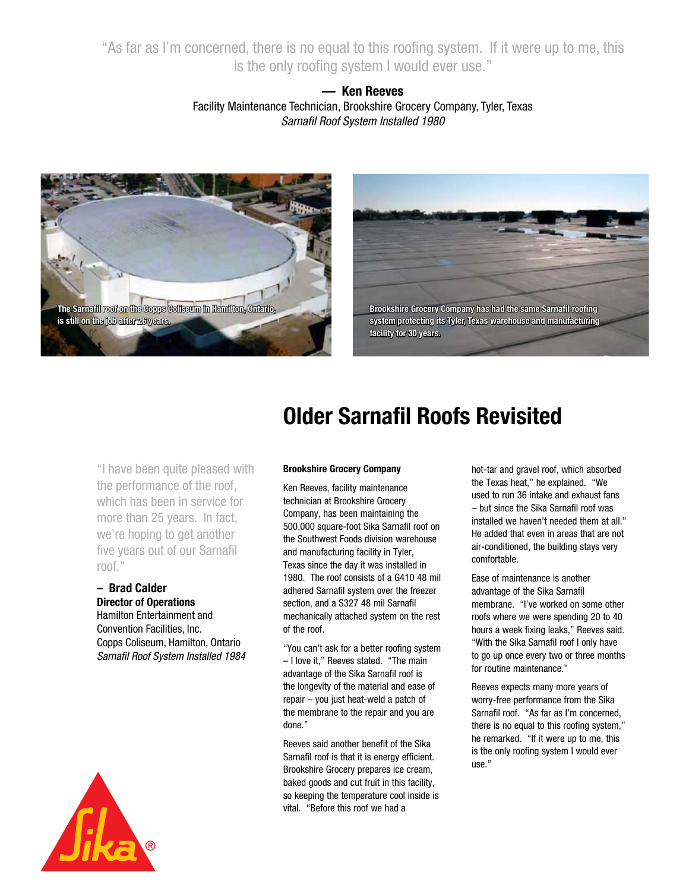"As far as I'm concerned, there is no equal to this roofing system. If it were up to me, this is the only roofing system I would ever use."

**— Ken Reeves**
Facility Maintenance Technician, Brookshire Grocery Company, Tyler, Texas
*Sarnafil Roof System Installed 1980*

The Sarnafil roof on the Copps Coliseum in Hamilton, Ontario, is still on the job after 26 years.

Brookshire Grocery Company has had the same Sarnafil roofing system protecting its Tyler, Texas warehouse and manufacturing facility for 30 years.

# Older Sarnafil Roofs Revisited

"I have been quite pleased with the performance of the roof, which has been in service for more than 25 years. In fact, we're hoping to get another five years out of our Sarnafil roof."

**– Brad Calder**
**Director of Operations**
Hamilton Entertainment and Convention Facilities, Inc.
Copps Coliseum, Hamilton, Ontario
*Sarnafil Roof System Installed 1984*

**Brookshire Grocery Company**

Ken Reeves, facility maintenance technician at Brookshire Grocery Company, has been maintaining the 500,000 square-foot Sika Sarnafil roof on the Southwest Foods division warehouse and manufacturing facility in Tyler, Texas since the day it was installed in 1980. The roof consists of a G410 48 mil adhered Sarnafil system over the freezer section, and a S327 48 mil Sarnafil mechanically attached system on the rest of the roof.

"You can't ask for a better roofing system – I love it," Reeves stated. "The main advantage of the Sika Sarnafil roof is the longevity of the material and ease of repair – you just heat-weld a patch of the membrane to the repair and you are done."

Reeves said another benefit of the Sika Sarnafil roof is that it is energy efficient. Brookshire Grocery prepares ice cream, baked goods and cut fruit in this facility, so keeping the temperature cool inside is vital. "Before this roof we had a hot-tar and gravel roof, which absorbed the Texas heat," he explained. "We used to run 36 intake and exhaust fans – but since the Sika Sarnafil roof was installed we haven't needed them at all." He added that even in areas that are not air-conditioned, the building stays very comfortable.

Ease of maintenance is another advantage of the Sika Sarnafil membrane. "I've worked on some other roofs where we were spending 20 to 40 hours a week fixing leaks," Reeves said. "With the Sika Sarnafil roof I only have to go up once every two or three months for routine maintenance."

Reeves expects many more years of worry-free performance from the Sika Sarnafil roof. "As far as I'm concerned, there is no equal to this roofing system," he remarked. "If it were up to me, this is the only roofing system I would ever use."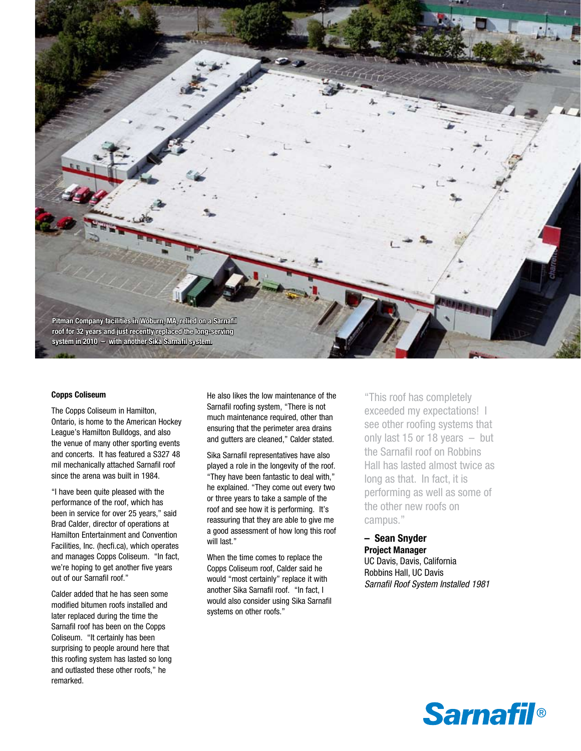Pitman Company facilities in Woburn, MA, relied on a Sarnafil roof for 32 years and just recently replaced the long-serving system in 2010 – with another Sika Sarnafil system.

### Copps Coliseum

The Copps Coliseum in Hamilton, Ontario, is home to the American Hockey League's Hamilton Bulldogs, and also the venue of many other sporting events and concerts. It has featured a S327 48 mil mechanically attached Sarnafil roof since the arena was built in 1984.

"I have been quite pleased with the performance of the roof, which has been in service for over 25 years," said Brad Calder, director of operations at Hamilton Entertainment and Convention Facilities, Inc. (hecfi.ca), which operates and manages Copps Coliseum. "In fact, we're hoping to get another five years out of our Sarnafil roof."

Calder added that he has seen some modified bitumen roofs installed and later replaced during the time the Sarnafil roof has been on the Copps Coliseum. "It certainly has been surprising to people around here that this roofing system has lasted so long and outlasted these other roofs," he remarked.

He also likes the low maintenance of the Sarnafil roofing system, "There is not much maintenance required, other than ensuring that the perimeter area drains and gutters are cleaned," Calder stated.

Sika Sarnafil representatives have also played a role in the longevity of the roof. "They have been fantastic to deal with," he explained. "They come out every two or three years to take a sample of the roof and see how it is performing. It's reassuring that they are able to give me a good assessment of how long this roof will last."

When the time comes to replace the Copps Coliseum roof, Calder said he would "most certainly" replace it with another Sika Sarnafil roof. "In fact, I would also consider using Sika Sarnafil systems on other roofs."

"This roof has completely exceeded my expectations! I see other roofing systems that only last 15 or 18 years – but the Sarnafil roof on Robbins Hall has lasted almost twice as long as that. In fact, it is performing as well as some of the other new roofs on campus."

**– Sean Snyder**
**Project Manager**
UC Davis, Davis, California
Robbins Hall, UC Davis
*Sarnafil Roof System Installed 1981*

Sarnafil®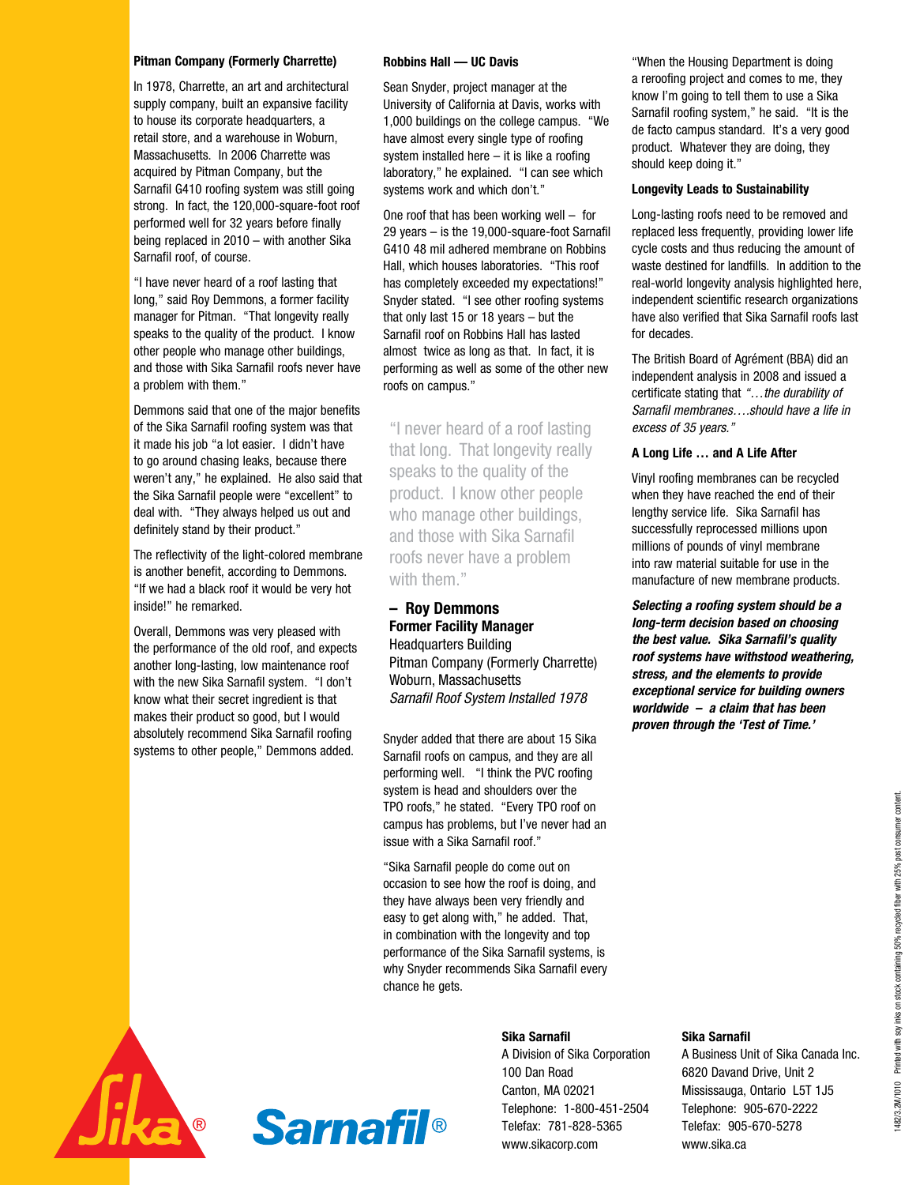### Pitman Company (Formerly Charrette)

In 1978, Charrette, an art and architectural supply company, built an expansive facility to house its corporate headquarters, a retail store, and a warehouse in Woburn, Massachusetts. In 2006 Charrette was acquired by Pitman Company, but the Sarnafil G410 roofing system was still going strong. In fact, the 120,000-square-foot roof performed well for 32 years before finally being replaced in 2010 – with another Sika Sarnafil roof, of course.

"I have never heard of a roof lasting that long," said Roy Demmons, a former facility manager for Pitman. "That longevity really speaks to the quality of the product. I know other people who manage other buildings, and those with Sika Sarnafil roofs never have a problem with them."

Demmons said that one of the major benefits of the Sika Sarnafil roofing system was that it made his job "a lot easier. I didn't have to go around chasing leaks, because there weren't any," he explained. He also said that the Sika Sarnafil people were "excellent" to deal with. "They always helped us out and definitely stand by their product."

The reflectivity of the light-colored membrane is another benefit, according to Demmons. "If we had a black roof it would be very hot inside!" he remarked.

Overall, Demmons was very pleased with the performance of the old roof, and expects another long-lasting, low maintenance roof with the new Sika Sarnafil system. "I don't know what their secret ingredient is that makes their product so good, but I would absolutely recommend Sika Sarnafil roofing systems to other people," Demmons added.

### Robbins Hall — UC Davis

Sean Snyder, project manager at the University of California at Davis, works with 1,000 buildings on the college campus. "We have almost every single type of roofing system installed here – it is like a roofing laboratory," he explained. "I can see which systems work and which don't."

One roof that has been working well – for 29 years – is the 19,000-square-foot Sarnafil G410 48 mil adhered membrane on Robbins Hall, which houses laboratories. "This roof has completely exceeded my expectations!" Snyder stated. "I see other roofing systems that only last 15 or 18 years – but the Sarnafil roof on Robbins Hall has lasted almost twice as long as that. In fact, it is performing as well as some of the other new roofs on campus."

> "I never heard of a roof lasting that long. That longevity really speaks to the quality of the product. I know other people who manage other buildings, and those with Sika Sarnafil roofs never have a problem with them."
>
> **– Roy Demmons**
> **Former Facility Manager**
> Headquarters Building
> Pitman Company (Formerly Charrette)
> Woburn, Massachusetts
> *Sarnafil Roof System Installed 1978*

Snyder added that there are about 15 Sika Sarnafil roofs on campus, and they are all performing well. "I think the PVC roofing system is head and shoulders over the TPO roofs," he stated. "Every TPO roof on campus has problems, but I've never had an issue with a Sika Sarnafil roof."

"Sika Sarnafil people do come out on occasion to see how the roof is doing, and they have always been very friendly and easy to get along with," he added. That, in combination with the longevity and top performance of the Sika Sarnafil systems, is why Snyder recommends Sika Sarnafil every chance he gets.

"When the Housing Department is doing a reroofing project and comes to me, they know I'm going to tell them to use a Sika Sarnafil roofing system," he said. "It is the de facto campus standard. It's a very good product. Whatever they are doing, they should keep doing it."

### Longevity Leads to Sustainability

Long-lasting roofs need to be removed and replaced less frequently, providing lower life cycle costs and thus reducing the amount of waste destined for landfills. In addition to the real-world longevity analysis highlighted here, independent scientific research organizations have also verified that Sika Sarnafil roofs last for decades.

The British Board of Agrément (BBA) did an independent analysis in 2008 and issued a certificate stating that *"…the durability of Sarnafil membranes….should have a life in excess of 35 years."*

### A Long Life … and A Life After

Vinyl roofing membranes can be recycled when they have reached the end of their lengthy service life. Sika Sarnafil has successfully reprocessed millions upon millions of pounds of vinyl membrane into raw material suitable for use in the manufacture of new membrane products.

***Selecting a roofing system should be a long-term decision based on choosing the best value. Sika Sarnafil's quality roof systems have withstood weathering, stress, and the elements to provide exceptional service for building owners worldwide – a claim that has been proven through the 'Test of Time.'***

Sika® Sarnafil®

**Sika Sarnafil**
A Division of Sika Corporation
100 Dan Road
Canton, MA 02021
Telephone: 1-800-451-2504
Telefax: 781-828-5365
www.sikacorp.com

**Sika Sarnafil**
A Business Unit of Sika Canada Inc.
6820 Davand Drive, Unit 2
Mississauga, Ontario L5T 1J5
Telephone: 905-670-2222
Telefax: 905-670-5278
www.sika.ca

1482/3.2M/1010 Printed with soy inks on stock containing 50% recycled fiber with 25% post consumer content.